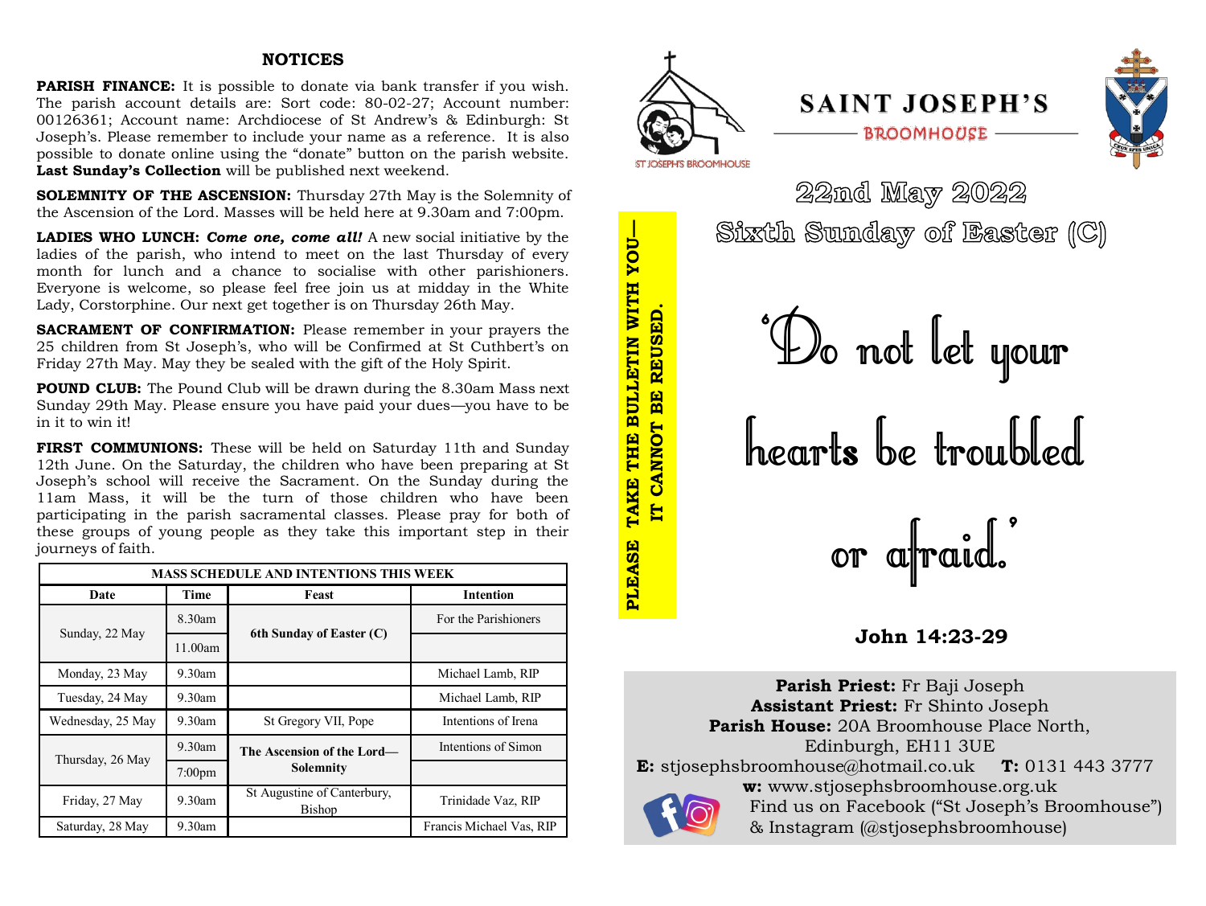## NOTICES

**PARISH FINANCE:** It is possible to donate via bank transfer if you wish. The parish account details are: Sort code: 80-02-27; Account number: 00126361; Account name: Archdiocese of St Andrew's & Edinburgh: St Joseph's. Please remember to include your name as a reference. It is also possible to donate online using the "donate" button on the parish website. **Last Sunday's Collection** will be published next weekend.

**SOLEMNITY OF THE ASCENSION:** Thursday 27th May is the Solemnity of the Ascension of the Lord. Masses will be held here at 9.30am and 7:00pm.

**LADIES WHO LUNCH:** ***Come one, come all!*** A new social initiative by the ladies of the parish, who intend to meet on the last Thursday of every month for lunch and a chance to socialise with other parishioners. Everyone is welcome, so please feel free join us at midday in the White Lady, Corstorphine. Our next get together is on Thursday 26th May.

**SACRAMENT OF CONFIRMATION:** Please remember in your prayers the 25 children from St Joseph's, who will be Confirmed at St Cuthbert's on Friday 27th May. May they be sealed with the gift of the Holy Spirit.

**POUND CLUB:** The Pound Club will be drawn during the 8.30am Mass next Sunday 29th May. Please ensure you have paid your dues—you have to be in it to win it!

**FIRST COMMUNIONS:** These will be held on Saturday 11th and Sunday 12th June. On the Saturday, the children who have been preparing at St Joseph's school will receive the Sacrament. On the Sunday during the 11am Mass, it will be the turn of those children who have been participating in the parish sacramental classes. Please pray for both of these groups of young people as they take this important step in their journeys of faith.

**MASS SCHEDULE AND INTENTIONS THIS WEEK**

| Date | Time | Feast | Intention |
|---|---|---|---|
| Sunday, 22 May | 8.30am | **6th Sunday of Easter (C)** | For the Parishioners |
| | 11.00am | | |
| Monday, 23 May | 9.30am | | Michael Lamb, RIP |
| Tuesday, 24 May | 9.30am | | Michael Lamb, RIP |
| Wednesday, 25 May | 9.30am | St Gregory VII, Pope | Intentions of Irena |
| Thursday, 26 May | 9.30am | **The Ascension of the Lord—Solemnity** | Intentions of Simon |
| | 7:00pm | | |
| Friday, 27 May | 9.30am | St Augustine of Canterbury, Bishop | Trinidade Vaz, RIP |
| Saturday, 28 May | 9.30am | | Francis Michael Vas, RIP |

**PLEASE TAKE THE BULLETIN WITH YOU—IT CANNOT BE REUSED.**

# SAINT JOSEPH'S

BROOMHOUSE

ST JOSEPH'S BROOMHOUSE

## 22nd May 2022

## Sixth Sunday of Easter (C)

# 'Do not let your hearts be troubled or afraid.'

**John 14:23-29**

**Parish Priest:** Fr Baji Joseph
**Assistant Priest:** Fr Shinto Joseph
**Parish House:** 20A Broomhouse Place North, Edinburgh, EH11 3UE
**E:** stjosephsbroomhouse@hotmail.co.uk **T:** 0131 443 3777
**w:** www.stjosephsbroomhouse.org.uk
Find us on Facebook ("St Joseph's Broomhouse") & Instagram (@stjosephsbroomhouse)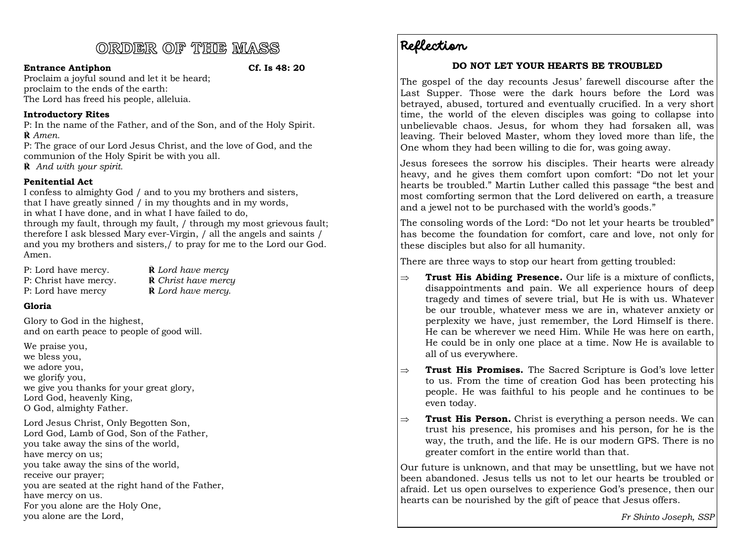# ORDER OF THE MASS

**Entrance Antiphon** **Cf. Is 48: 20**

Proclaim a joyful sound and let it be heard;
proclaim to the ends of the earth:
The Lord has freed his people, alleluia.

**Introductory Rites**

P: In the name of the Father, and of the Son, and of the Holy Spirit.
℟ *Amen.*
P: The grace of our Lord Jesus Christ, and the love of God, and the communion of the Holy Spirit be with you all.
℟ *And with your spirit.*

**Penitential Act**

I confess to almighty God / and to you my brothers and sisters,
that I have greatly sinned / in my thoughts and in my words,
in what I have done, and in what I have failed to do,
through my fault, through my fault, / through my most grievous fault;
therefore I ask blessed Mary ever-Virgin, / all the angels and saints /
and you my brothers and sisters,/ to pray for me to the Lord our God.
Amen.

P: Lord have mercy. ℟ *Lord have mercy*
P: Christ have mercy. ℟ *Christ have mercy*
P: Lord have mercy ℟ *Lord have mercy.*

**Gloria**

Glory to God in the highest,
and on earth peace to people of good will.

We praise you,
we bless you,
we adore you,
we glorify you,
we give you thanks for your great glory,
Lord God, heavenly King,
O God, almighty Father.

Lord Jesus Christ, Only Begotten Son,
Lord God, Lamb of God, Son of the Father,
you take away the sins of the world,
have mercy on us;
you take away the sins of the world,
receive our prayer;
you are seated at the right hand of the Father,
have mercy on us.
For you alone are the Holy One,
you alone are the Lord,

## Reflection

### DO NOT LET YOUR HEARTS BE TROUBLED

The gospel of the day recounts Jesus' farewell discourse after the Last Supper. Those were the dark hours before the Lord was betrayed, abused, tortured and eventually crucified. In a very short time, the world of the eleven disciples was going to collapse into unbelievable chaos. Jesus, for whom they had forsaken all, was leaving. Their beloved Master, whom they loved more than life, the One whom they had been willing to die for, was going away.

Jesus foresees the sorrow his disciples. Their hearts were already heavy, and he gives them comfort upon comfort: "Do not let your hearts be troubled." Martin Luther called this passage "the best and most comforting sermon that the Lord delivered on earth, a treasure and a jewel not to be purchased with the world's goods."

The consoling words of the Lord: "Do not let your hearts be troubled" has become the foundation for comfort, care and love, not only for these disciples but also for all humanity.

There are three ways to stop our heart from getting troubled:

⇒ **Trust His Abiding Presence.** Our life is a mixture of conflicts, disappointments and pain. We all experience hours of deep tragedy and times of severe trial, but He is with us. Whatever be our trouble, whatever mess we are in, whatever anxiety or perplexity we have, just remember, the Lord Himself is there. He can be wherever we need Him. While He was here on earth, He could be in only one place at a time. Now He is available to all of us everywhere.

⇒ **Trust His Promises.** The Sacred Scripture is God's love letter to us. From the time of creation God has been protecting his people. He was faithful to his people and he continues to be even today.

⇒ **Trust His Person.** Christ is everything a person needs. We can trust his presence, his promises and his person, for he is the way, the truth, and the life. He is our modern GPS. There is no greater comfort in the entire world than that.

Our future is unknown, and that may be unsettling, but we have not been abandoned. Jesus tells us not to let our hearts be troubled or afraid. Let us open ourselves to experience God's presence, then our hearts can be nourished by the gift of peace that Jesus offers.

*Fr Shinto Joseph, SSP*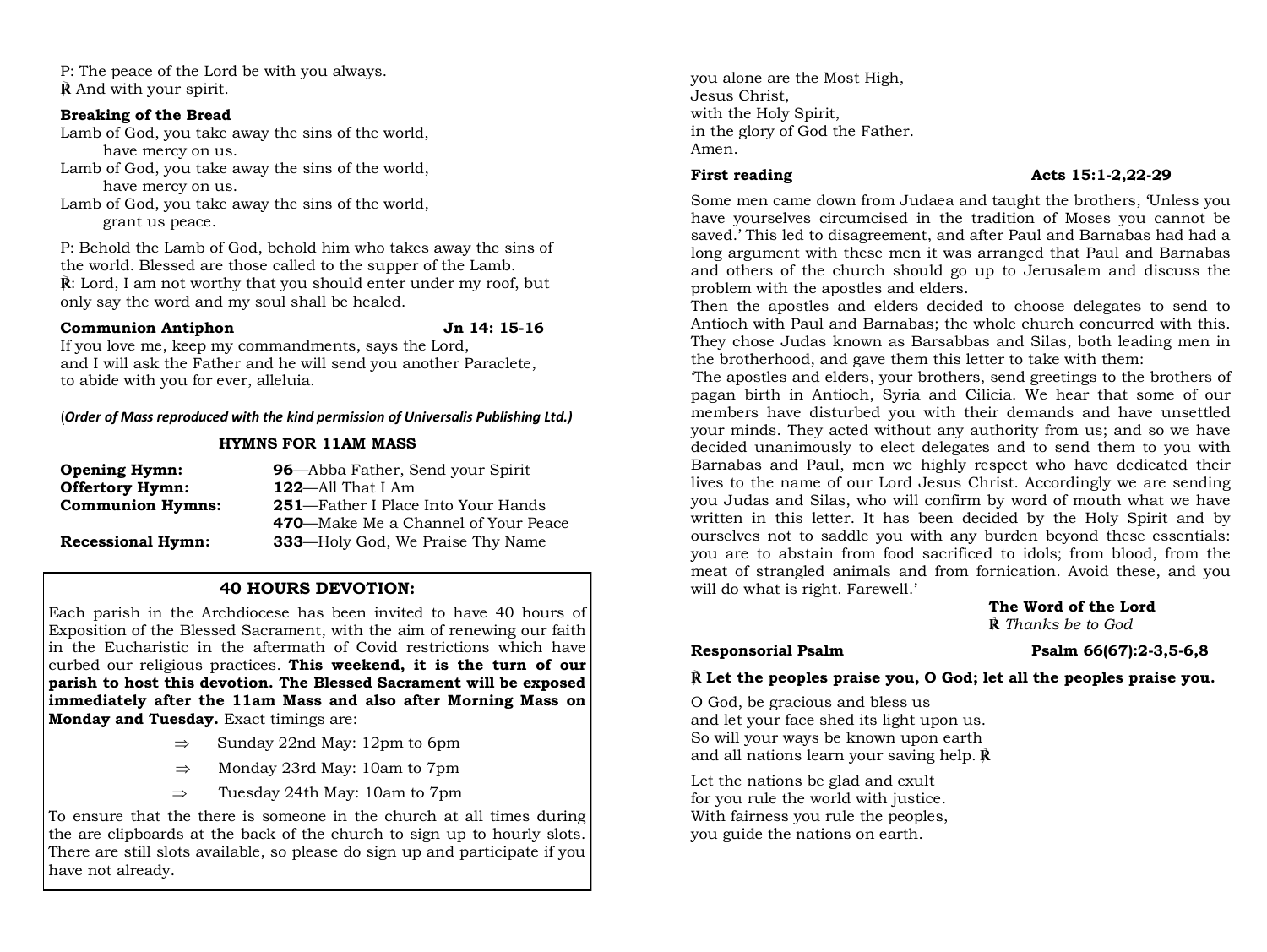P: The peace of the Lord be with you always.
℟ And with your spirit.

**Breaking of the Bread**

Lamb of God, you take away the sins of the world,
have mercy on us.
Lamb of God, you take away the sins of the world,
have mercy on us.
Lamb of God, you take away the sins of the world,
grant us peace.

P: Behold the Lamb of God, behold him who takes away the sins of the world. Blessed are those called to the supper of the Lamb.
℟: Lord, I am not worthy that you should enter under my roof, but only say the word and my soul shall be healed.

**Communion Antiphon** **Jn 14: 15-16**

If you love me, keep my commandments, says the Lord,
and I will ask the Father and he will send you another Paraclete,
to abide with you for ever, alleluia.

(***Order of Mass reproduced with the kind permission of Universalis Publishing Ltd.)***

**HYMNS FOR 11AM MASS**

| | |
|---|---|
| **Opening Hymn:** | **96**—Abba Father, Send your Spirit |
| **Offertory Hymn:** | **122**—All That I Am |
| **Communion Hymns:** | **251**—Father I Place Into Your Hands |
| | **470**—Make Me a Channel of Your Peace |
| **Recessional Hymn:** | **333**—Holy God, We Praise Thy Name |

**40 HOURS DEVOTION:**

Each parish in the Archdiocese has been invited to have 40 hours of Exposition of the Blessed Sacrament, with the aim of renewing our faith in the Eucharistic in the aftermath of Covid restrictions which have curbed our religious practices. **This weekend, it is the turn of our parish to host this devotion. The Blessed Sacrament will be exposed immediately after the 11am Mass and also after Morning Mass on Monday and Tuesday.** Exact timings are:

- ⇒ Sunday 22nd May: 12pm to 6pm
- ⇒ Monday 23rd May: 10am to 7pm
- ⇒ Tuesday 24th May: 10am to 7pm

To ensure that the there is someone in the church at all times during the are clipboards at the back of the church to sign up to hourly slots. There are still slots available, so please do sign up and participate if you have not already.

you alone are the Most High,
Jesus Christ,
with the Holy Spirit,
in the glory of God the Father.
Amen.

**First reading** **Acts 15:1-2,22-29**

Some men came down from Judaea and taught the brothers, 'Unless you have yourselves circumcised in the tradition of Moses you cannot be saved.' This led to disagreement, and after Paul and Barnabas had had a long argument with these men it was arranged that Paul and Barnabas and others of the church should go up to Jerusalem and discuss the problem with the apostles and elders.
Then the apostles and elders decided to choose delegates to send to Antioch with Paul and Barnabas; the whole church concurred with this. They chose Judas known as Barsabbas and Silas, both leading men in the brotherhood, and gave them this letter to take with them:
'The apostles and elders, your brothers, send greetings to the brothers of pagan birth in Antioch, Syria and Cilicia. We hear that some of our members have disturbed you with their demands and have unsettled your minds. They acted without any authority from us; and so we have decided unanimously to elect delegates and to send them to you with Barnabas and Paul, men we highly respect who have dedicated their lives to the name of our Lord Jesus Christ. Accordingly we are sending you Judas and Silas, who will confirm by word of mouth what we have written in this letter. It has been decided by the Holy Spirit and by ourselves not to saddle you with any burden beyond these essentials: you are to abstain from food sacrificed to idols; from blood, from the meat of strangled animals and from fornication. Avoid these, and you will do what is right. Farewell.'

**The Word of the Lord**
℟ *Thanks be to God*

**Responsorial Psalm** **Psalm 66(67):2-3,5-6,8**

**℟ Let the peoples praise you, O God; let all the peoples praise you.**

O God, be gracious and bless us
and let your face shed its light upon us.
So will your ways be known upon earth
and all nations learn your saving help. ℟

Let the nations be glad and exult
for you rule the world with justice.
With fairness you rule the peoples,
you guide the nations on earth.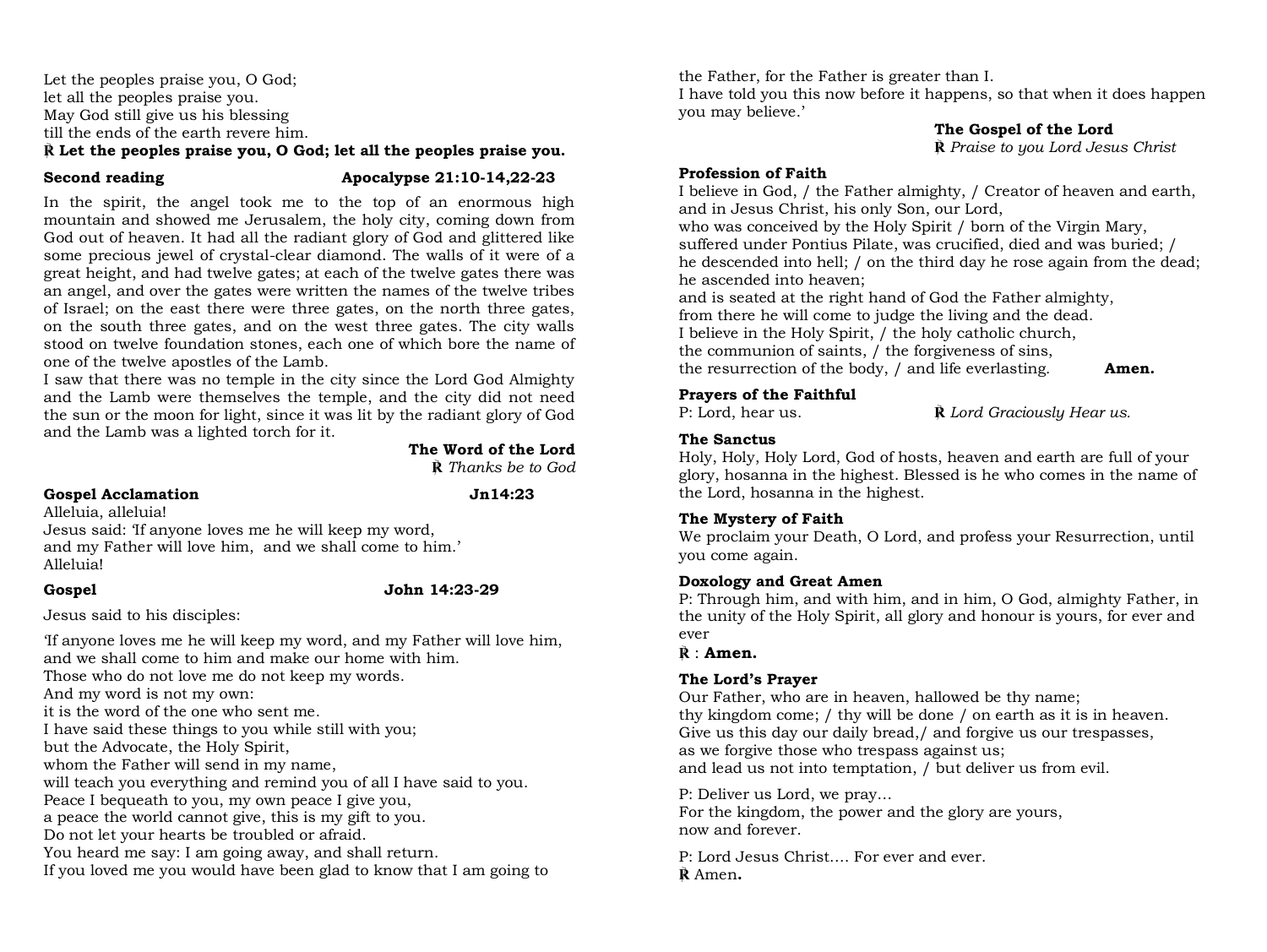Let the peoples praise you, O God;
let all the peoples praise you.
May God still give us his blessing
till the ends of the earth revere him.
**℟ Let the peoples praise you, O God; let all the peoples praise you.**

**Second reading** **Apocalypse 21:10-14,22-23**

In the spirit, the angel took me to the top of an enormous high mountain and showed me Jerusalem, the holy city, coming down from God out of heaven. It had all the radiant glory of God and glittered like some precious jewel of crystal-clear diamond. The walls of it were of a great height, and had twelve gates; at each of the twelve gates there was an angel, and over the gates were written the names of the twelve tribes of Israel; on the east there were three gates, on the north three gates, on the south three gates, and on the west three gates. The city walls stood on twelve foundation stones, each one of which bore the name of one of the twelve apostles of the Lamb.
I saw that there was no temple in the city since the Lord God Almighty and the Lamb were themselves the temple, and the city did not need the sun or the moon for light, since it was lit by the radiant glory of God and the Lamb was a lighted torch for it.

**The Word of the Lord**
℟ *Thanks be to God*

**Gospel Acclamation** **Jn14:23**

Alleluia, alleluia!
Jesus said: 'If anyone loves me he will keep my word,
and my Father will love him, and we shall come to him.'
Alleluia!

**Gospel** **John 14:23-29**

Jesus said to his disciples:

'If anyone loves me he will keep my word, and my Father will love him,
and we shall come to him and make our home with him.
Those who do not love me do not keep my words.
And my word is not my own:
it is the word of the one who sent me.
I have said these things to you while still with you;
but the Advocate, the Holy Spirit,
whom the Father will send in my name,
will teach you everything and remind you of all I have said to you.
Peace I bequeath to you, my own peace I give you,
a peace the world cannot give, this is my gift to you.
Do not let your hearts be troubled or afraid.
You heard me say: I am going away, and shall return.
If you loved me you would have been glad to know that I am going to the Father, for the Father is greater than I.
I have told you this now before it happens, so that when it does happen you may believe.'

**The Gospel of the Lord**
℟ *Praise to you Lord Jesus Christ*

**Profession of Faith**

I believe in God, / the Father almighty, / Creator of heaven and earth,
and in Jesus Christ, his only Son, our Lord,
who was conceived by the Holy Spirit / born of the Virgin Mary,
suffered under Pontius Pilate, was crucified, died and was buried; /
he descended into hell; / on the third day he rose again from the dead;
he ascended into heaven;
and is seated at the right hand of God the Father almighty,
from there he will come to judge the living and the dead.
I believe in the Holy Spirit, / the holy catholic church,
the communion of saints, / the forgiveness of sins,
the resurrection of the body, / and life everlasting. **Amen.**

**Prayers of the Faithful**

P: Lord, hear us. ℟ *Lord Graciously Hear us.*

**The Sanctus**

Holy, Holy, Holy Lord, God of hosts, heaven and earth are full of your glory, hosanna in the highest. Blessed is he who comes in the name of the Lord, hosanna in the highest.

**The Mystery of Faith**

We proclaim your Death, O Lord, and profess your Resurrection, until you come again.

**Doxology and Great Amen**

P: Through him, and with him, and in him, O God, almighty Father, in the unity of the Holy Spirit, all glory and honour is yours, for ever and ever
℟ : **Amen.**

**The Lord's Prayer**

Our Father, who are in heaven, hallowed be thy name;
thy kingdom come; / thy will be done / on earth as it is in heaven.
Give us this day our daily bread,/ and forgive us our trespasses,
as we forgive those who trespass against us;
and lead us not into temptation, / but deliver us from evil.

P: Deliver us Lord, we pray…
For the kingdom, the power and the glory are yours,
now and forever.

P: Lord Jesus Christ…. For ever and ever.
℟ Amen**.**